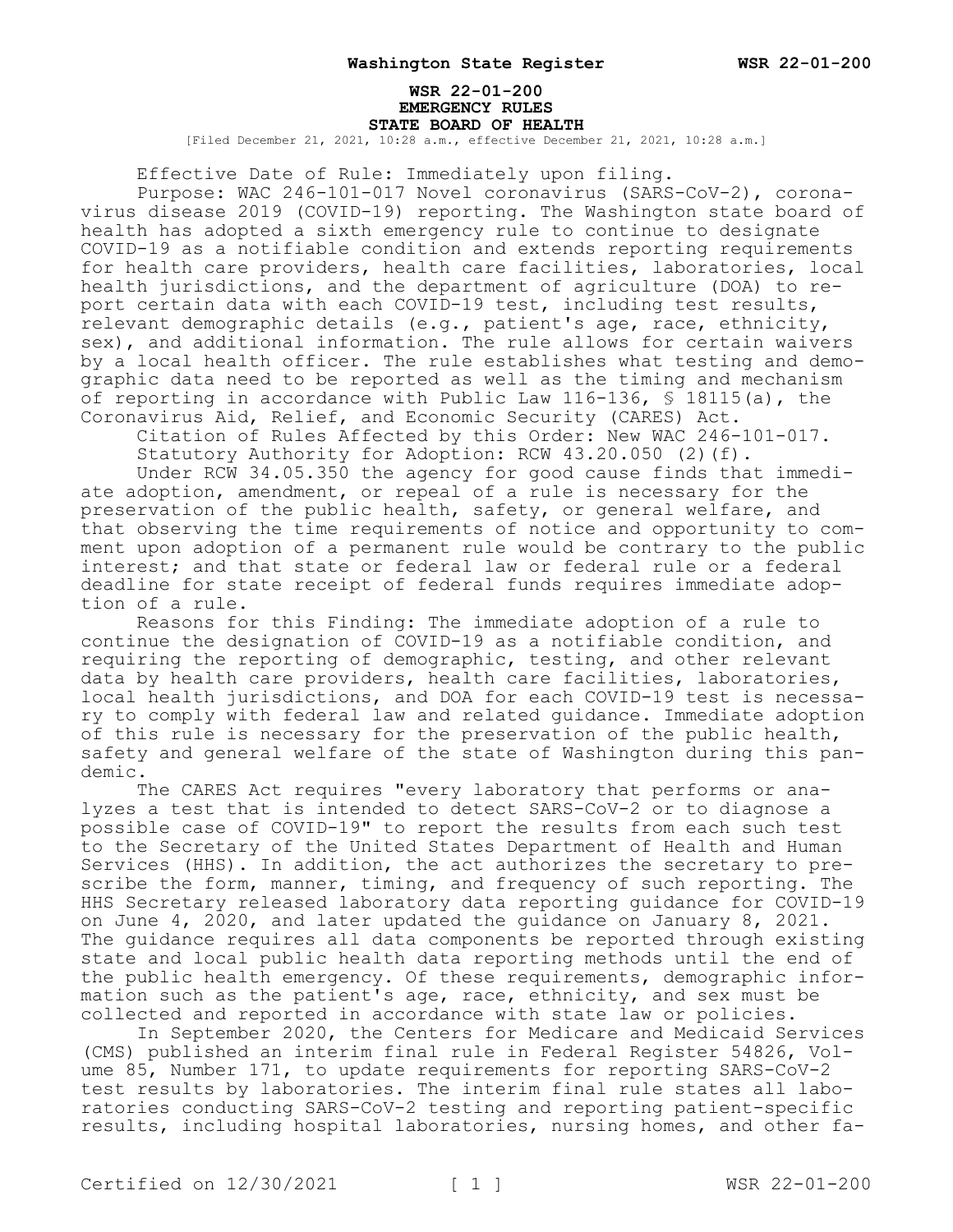**WSR 22-01-200**
**EMERGENCY RULES**
**STATE BOARD OF HEALTH**

[Filed December 21, 2021, 10:28 a.m., effective December 21, 2021, 10:28 a.m.]

Effective Date of Rule: Immediately upon filing.

Purpose: WAC 246-101-017 Novel coronavirus (SARS-CoV-2), coronavirus disease 2019 (COVID-19) reporting. The Washington state board of health has adopted a sixth emergency rule to continue to designate COVID-19 as a notifiable condition and extends reporting requirements for health care providers, health care facilities, laboratories, local health jurisdictions, and the department of agriculture (DOA) to report certain data with each COVID-19 test, including test results, relevant demographic details (e.g., patient's age, race, ethnicity, sex), and additional information. The rule allows for certain waivers by a local health officer. The rule establishes what testing and demographic data need to be reported as well as the timing and mechanism of reporting in accordance with Public Law 116-136, § 18115(a), the Coronavirus Aid, Relief, and Economic Security (CARES) Act.

Citation of Rules Affected by this Order: New WAC 246-101-017.

Statutory Authority for Adoption: RCW 43.20.050 (2)(f).

Under RCW 34.05.350 the agency for good cause finds that immediate adoption, amendment, or repeal of a rule is necessary for the preservation of the public health, safety, or general welfare, and that observing the time requirements of notice and opportunity to comment upon adoption of a permanent rule would be contrary to the public interest; and that state or federal law or federal rule or a federal deadline for state receipt of federal funds requires immediate adoption of a rule.

Reasons for this Finding: The immediate adoption of a rule to continue the designation of COVID-19 as a notifiable condition, and requiring the reporting of demographic, testing, and other relevant data by health care providers, health care facilities, laboratories, local health jurisdictions, and DOA for each COVID-19 test is necessary to comply with federal law and related guidance. Immediate adoption of this rule is necessary for the preservation of the public health, safety and general welfare of the state of Washington during this pandemic.

The CARES Act requires "every laboratory that performs or analyzes a test that is intended to detect SARS-CoV-2 or to diagnose a possible case of COVID-19" to report the results from each such test to the Secretary of the United States Department of Health and Human Services (HHS). In addition, the act authorizes the secretary to prescribe the form, manner, timing, and frequency of such reporting. The HHS Secretary released laboratory data reporting guidance for COVID-19 on June 4, 2020, and later updated the guidance on January 8, 2021. The guidance requires all data components be reported through existing state and local public health data reporting methods until the end of the public health emergency. Of these requirements, demographic information such as the patient's age, race, ethnicity, and sex must be collected and reported in accordance with state law or policies.

In September 2020, the Centers for Medicare and Medicaid Services (CMS) published an interim final rule in Federal Register 54826, Volume 85, Number 171, to update requirements for reporting SARS-CoV-2 test results by laboratories. The interim final rule states all laboratories conducting SARS-CoV-2 testing and reporting patient-specific results, including hospital laboratories, nursing homes, and other fa-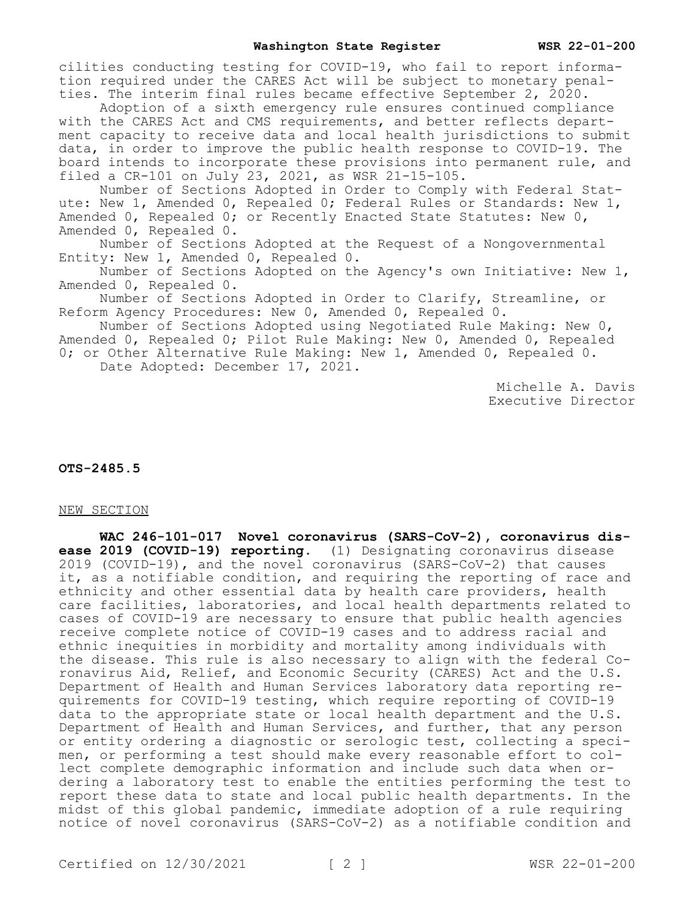cilities conducting testing for COVID-19, who fail to report information required under the CARES Act will be subject to monetary penalties. The interim final rules became effective September 2, 2020.

Adoption of a sixth emergency rule ensures continued compliance with the CARES Act and CMS requirements, and better reflects department capacity to receive data and local health jurisdictions to submit data, in order to improve the public health response to COVID-19. The board intends to incorporate these provisions into permanent rule, and filed a CR-101 on July 23, 2021, as WSR 21-15-105.

Number of Sections Adopted in Order to Comply with Federal Statute: New 1, Amended 0, Repealed 0; Federal Rules or Standards: New 1, Amended 0, Repealed 0; or Recently Enacted State Statutes: New 0, Amended 0, Repealed 0.

Number of Sections Adopted at the Request of a Nongovernmental Entity: New 1, Amended 0, Repealed 0.

Number of Sections Adopted on the Agency's own Initiative: New 1, Amended 0, Repealed 0.

Number of Sections Adopted in Order to Clarify, Streamline, or Reform Agency Procedures: New 0, Amended 0, Repealed 0.

Number of Sections Adopted using Negotiated Rule Making: New 0, Amended 0, Repealed 0; Pilot Rule Making: New 0, Amended 0, Repealed 0; or Other Alternative Rule Making: New 1, Amended 0, Repealed 0.

Date Adopted: December 17, 2021.

Michelle A. Davis
Executive Director

**OTS-2485.5**

NEW SECTION

**WAC 246-101-017 Novel coronavirus (SARS-CoV-2), coronavirus disease 2019 (COVID-19) reporting.** (1) Designating coronavirus disease 2019 (COVID-19), and the novel coronavirus (SARS-CoV-2) that causes it, as a notifiable condition, and requiring the reporting of race and ethnicity and other essential data by health care providers, health care facilities, laboratories, and local health departments related to cases of COVID-19 are necessary to ensure that public health agencies receive complete notice of COVID-19 cases and to address racial and ethnic inequities in morbidity and mortality among individuals with the disease. This rule is also necessary to align with the federal Coronavirus Aid, Relief, and Economic Security (CARES) Act and the U.S. Department of Health and Human Services laboratory data reporting requirements for COVID-19 testing, which require reporting of COVID-19 data to the appropriate state or local health department and the U.S. Department of Health and Human Services, and further, that any person or entity ordering a diagnostic or serologic test, collecting a specimen, or performing a test should make every reasonable effort to collect complete demographic information and include such data when ordering a laboratory test to enable the entities performing the test to report these data to state and local public health departments. In the midst of this global pandemic, immediate adoption of a rule requiring notice of novel coronavirus (SARS-CoV-2) as a notifiable condition and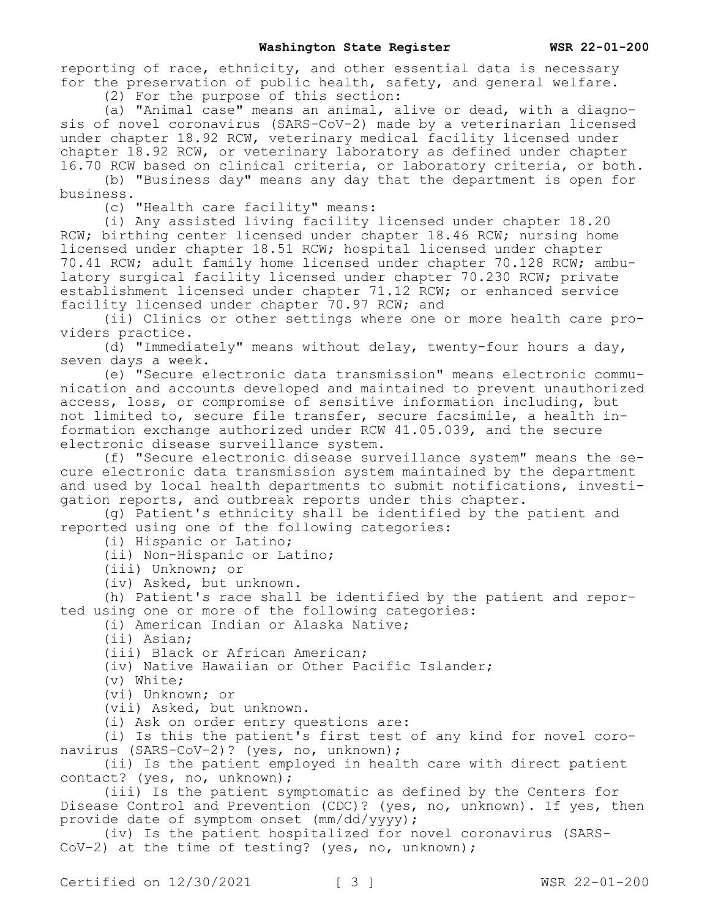reporting of race, ethnicity, and other essential data is necessary for the preservation of public health, safety, and general welfare.

(2) For the purpose of this section:

(a) "Animal case" means an animal, alive or dead, with a diagnosis of novel coronavirus (SARS-CoV-2) made by a veterinarian licensed under chapter 18.92 RCW, veterinary medical facility licensed under chapter 18.92 RCW, or veterinary laboratory as defined under chapter 16.70 RCW based on clinical criteria, or laboratory criteria, or both.

(b) "Business day" means any day that the department is open for business.

(c) "Health care facility" means:

(i) Any assisted living facility licensed under chapter 18.20 RCW; birthing center licensed under chapter 18.46 RCW; nursing home licensed under chapter 18.51 RCW; hospital licensed under chapter 70.41 RCW; adult family home licensed under chapter 70.128 RCW; ambulatory surgical facility licensed under chapter 70.230 RCW; private establishment licensed under chapter 71.12 RCW; or enhanced service facility licensed under chapter 70.97 RCW; and

(ii) Clinics or other settings where one or more health care providers practice.

(d) "Immediately" means without delay, twenty-four hours a day, seven days a week.

(e) "Secure electronic data transmission" means electronic communication and accounts developed and maintained to prevent unauthorized access, loss, or compromise of sensitive information including, but not limited to, secure file transfer, secure facsimile, a health information exchange authorized under RCW 41.05.039, and the secure electronic disease surveillance system.

(f) "Secure electronic disease surveillance system" means the secure electronic data transmission system maintained by the department and used by local health departments to submit notifications, investigation reports, and outbreak reports under this chapter.

(g) Patient's ethnicity shall be identified by the patient and reported using one of the following categories:

(i) Hispanic or Latino;

(ii) Non-Hispanic or Latino;

(iii) Unknown; or

(iv) Asked, but unknown.

(h) Patient's race shall be identified by the patient and reported using one or more of the following categories:

(i) American Indian or Alaska Native;

(ii) Asian;

(iii) Black or African American;

(iv) Native Hawaiian or Other Pacific Islander;

(v) White;

(vi) Unknown; or

(vii) Asked, but unknown.

(i) Ask on order entry questions are:

(i) Is this the patient's first test of any kind for novel coronavirus (SARS-CoV-2)? (yes, no, unknown);

(ii) Is the patient employed in health care with direct patient contact? (yes, no, unknown);

(iii) Is the patient symptomatic as defined by the Centers for Disease Control and Prevention (CDC)? (yes, no, unknown). If yes, then provide date of symptom onset (mm/dd/yyyy);

(iv) Is the patient hospitalized for novel coronavirus (SARS-CoV-2) at the time of testing? (yes, no, unknown);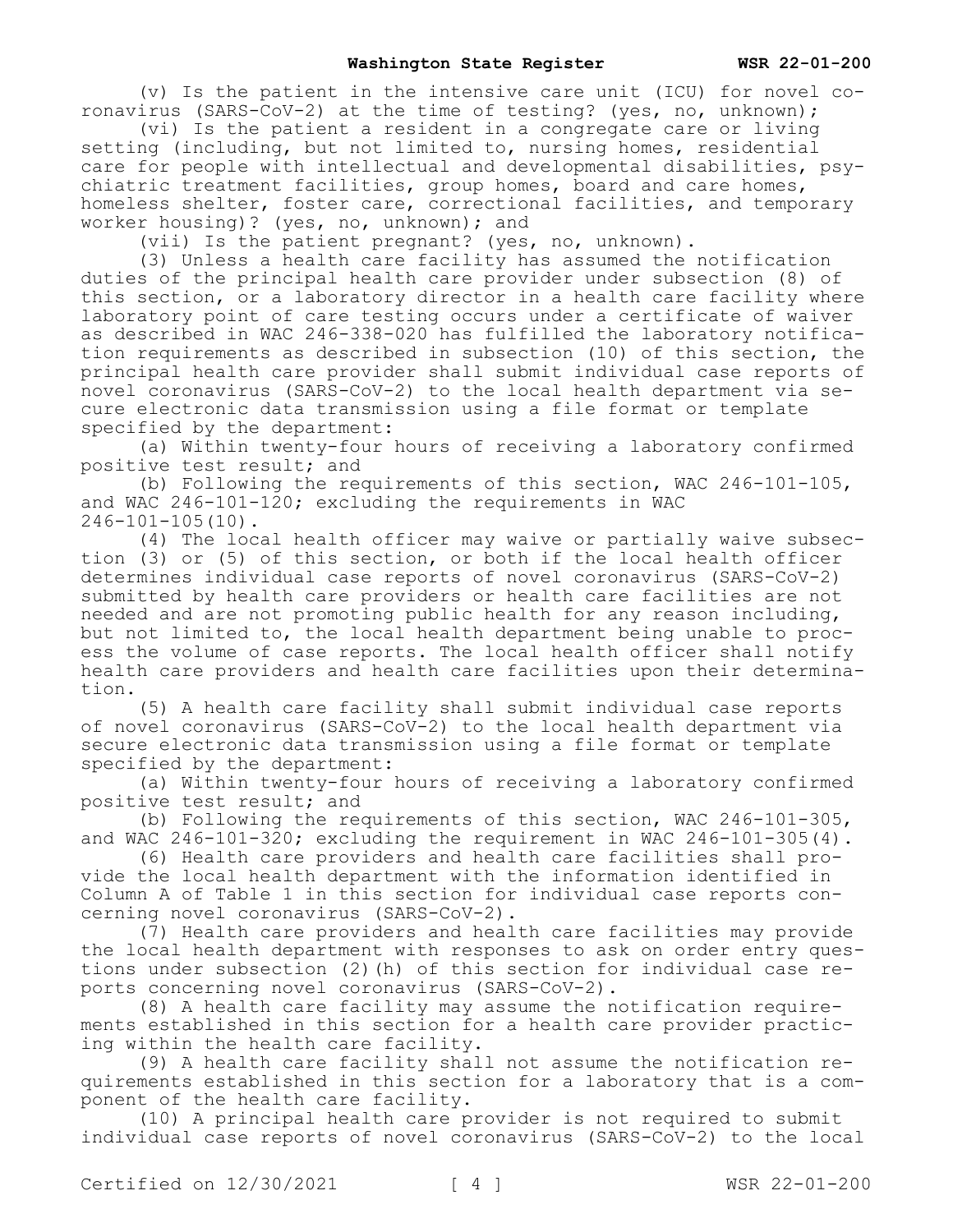(v) Is the patient in the intensive care unit (ICU) for novel coronavirus (SARS-CoV-2) at the time of testing? (yes, no, unknown);

(vi) Is the patient a resident in a congregate care or living setting (including, but not limited to, nursing homes, residential care for people with intellectual and developmental disabilities, psychiatric treatment facilities, group homes, board and care homes, homeless shelter, foster care, correctional facilities, and temporary worker housing)? (yes, no, unknown); and

(vii) Is the patient pregnant? (yes, no, unknown).

(3) Unless a health care facility has assumed the notification duties of the principal health care provider under subsection (8) of this section, or a laboratory director in a health care facility where laboratory point of care testing occurs under a certificate of waiver as described in WAC 246-338-020 has fulfilled the laboratory notification requirements as described in subsection (10) of this section, the principal health care provider shall submit individual case reports of novel coronavirus (SARS-CoV-2) to the local health department via secure electronic data transmission using a file format or template specified by the department:

(a) Within twenty-four hours of receiving a laboratory confirmed positive test result; and

(b) Following the requirements of this section, WAC 246-101-105, and WAC 246-101-120; excluding the requirements in WAC 246-101-105(10).

(4) The local health officer may waive or partially waive subsection (3) or (5) of this section, or both if the local health officer determines individual case reports of novel coronavirus (SARS-CoV-2) submitted by health care providers or health care facilities are not needed and are not promoting public health for any reason including, but not limited to, the local health department being unable to process the volume of case reports. The local health officer shall notify health care providers and health care facilities upon their determination.

(5) A health care facility shall submit individual case reports of novel coronavirus (SARS-CoV-2) to the local health department via secure electronic data transmission using a file format or template specified by the department:

(a) Within twenty-four hours of receiving a laboratory confirmed positive test result; and

(b) Following the requirements of this section, WAC 246-101-305, and WAC 246-101-320; excluding the requirement in WAC 246-101-305(4).

(6) Health care providers and health care facilities shall provide the local health department with the information identified in Column A of Table 1 in this section for individual case reports concerning novel coronavirus (SARS-CoV-2).

(7) Health care providers and health care facilities may provide the local health department with responses to ask on order entry questions under subsection (2)(h) of this section for individual case reports concerning novel coronavirus (SARS-CoV-2).

(8) A health care facility may assume the notification requirements established in this section for a health care provider practicing within the health care facility.

(9) A health care facility shall not assume the notification requirements established in this section for a laboratory that is a component of the health care facility.

(10) A principal health care provider is not required to submit individual case reports of novel coronavirus (SARS-CoV-2) to the local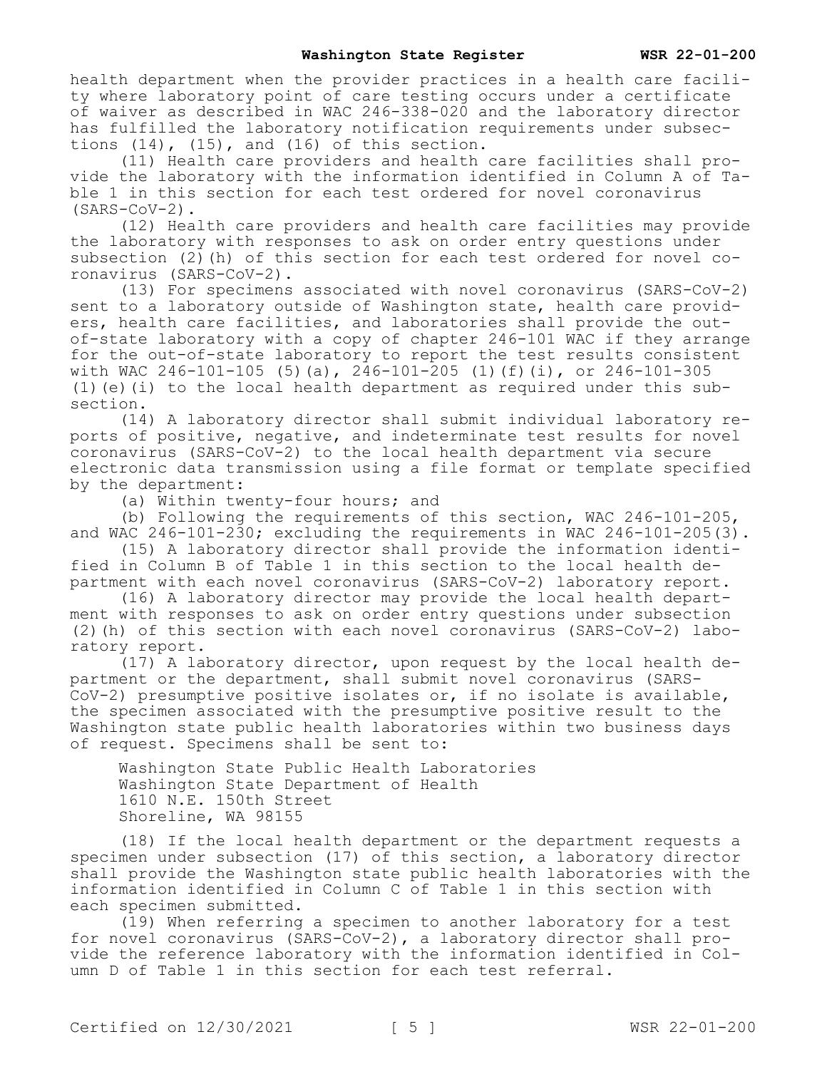health department when the provider practices in a health care facility where laboratory point of care testing occurs under a certificate of waiver as described in WAC 246-338-020 and the laboratory director has fulfilled the laboratory notification requirements under subsections (14), (15), and (16) of this section.

(11) Health care providers and health care facilities shall provide the laboratory with the information identified in Column A of Table 1 in this section for each test ordered for novel coronavirus (SARS-CoV-2).

(12) Health care providers and health care facilities may provide the laboratory with responses to ask on order entry questions under subsection (2)(h) of this section for each test ordered for novel coronavirus (SARS-CoV-2).

(13) For specimens associated with novel coronavirus (SARS-CoV-2) sent to a laboratory outside of Washington state, health care providers, health care facilities, and laboratories shall provide the out-of-state laboratory with a copy of chapter 246-101 WAC if they arrange for the out-of-state laboratory to report the test results consistent with WAC 246-101-105 (5)(a), 246-101-205 (1)(f)(i), or 246-101-305 (1)(e)(i) to the local health department as required under this subsection.

(14) A laboratory director shall submit individual laboratory reports of positive, negative, and indeterminate test results for novel coronavirus (SARS-CoV-2) to the local health department via secure electronic data transmission using a file format or template specified by the department:

(a) Within twenty-four hours; and

(b) Following the requirements of this section, WAC 246-101-205, and WAC 246-101-230; excluding the requirements in WAC 246-101-205(3).

(15) A laboratory director shall provide the information identified in Column B of Table 1 in this section to the local health department with each novel coronavirus (SARS-CoV-2) laboratory report.

(16) A laboratory director may provide the local health department with responses to ask on order entry questions under subsection (2)(h) of this section with each novel coronavirus (SARS-CoV-2) laboratory report.

(17) A laboratory director, upon request by the local health department or the department, shall submit novel coronavirus (SARS-CoV-2) presumptive positive isolates or, if no isolate is available, the specimen associated with the presumptive positive result to the Washington state public health laboratories within two business days of request. Specimens shall be sent to:

Washington State Public Health Laboratories
Washington State Department of Health
1610 N.E. 150th Street
Shoreline, WA 98155

(18) If the local health department or the department requests a specimen under subsection (17) of this section, a laboratory director shall provide the Washington state public health laboratories with the information identified in Column C of Table 1 in this section with each specimen submitted.

(19) When referring a specimen to another laboratory for a test for novel coronavirus (SARS-CoV-2), a laboratory director shall provide the reference laboratory with the information identified in Column D of Table 1 in this section for each test referral.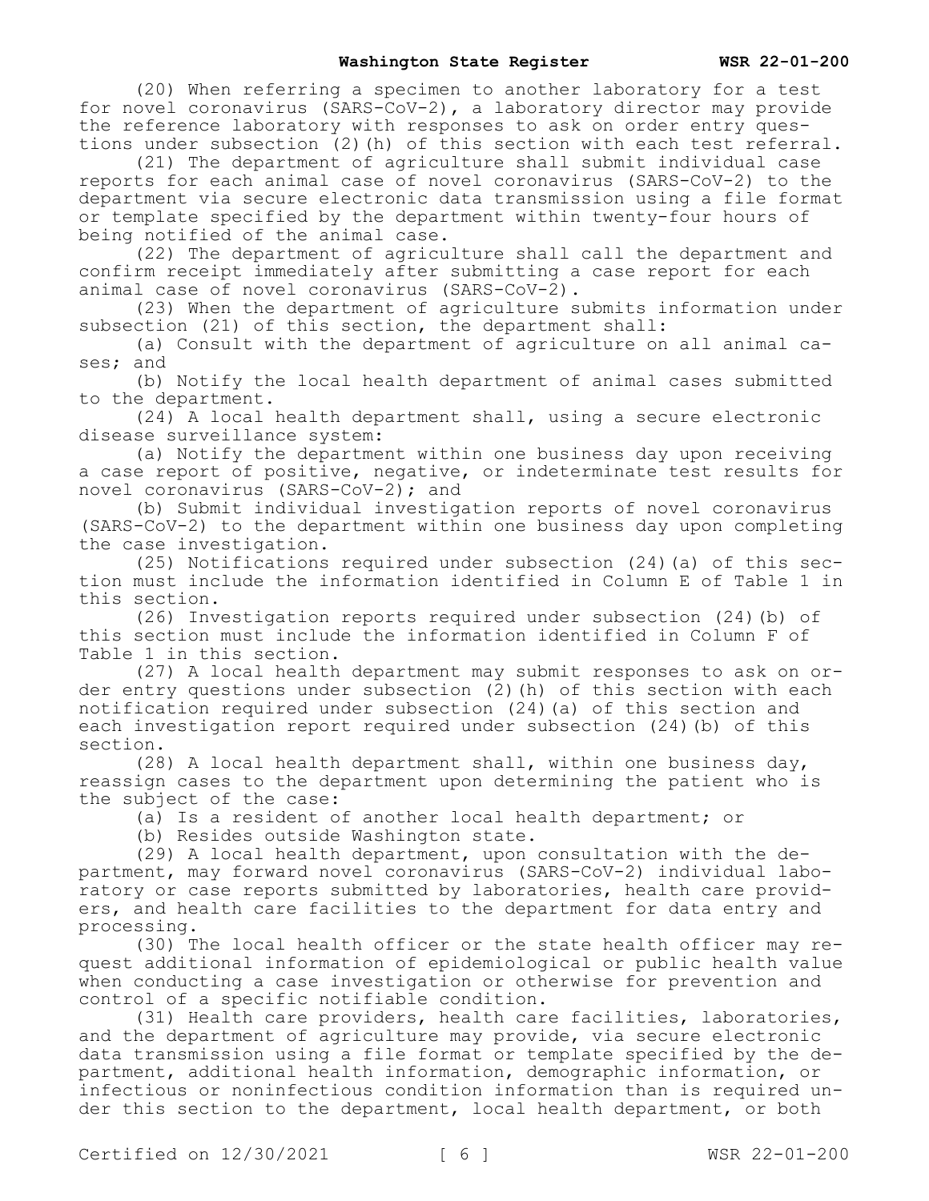(20) When referring a specimen to another laboratory for a test for novel coronavirus (SARS-CoV-2), a laboratory director may provide the reference laboratory with responses to ask on order entry questions under subsection (2)(h) of this section with each test referral.

(21) The department of agriculture shall submit individual case reports for each animal case of novel coronavirus (SARS-CoV-2) to the department via secure electronic data transmission using a file format or template specified by the department within twenty-four hours of being notified of the animal case.

(22) The department of agriculture shall call the department and confirm receipt immediately after submitting a case report for each animal case of novel coronavirus (SARS-CoV-2).

(23) When the department of agriculture submits information under subsection (21) of this section, the department shall:

(a) Consult with the department of agriculture on all animal cases; and

(b) Notify the local health department of animal cases submitted to the department.

(24) A local health department shall, using a secure electronic disease surveillance system:

(a) Notify the department within one business day upon receiving a case report of positive, negative, or indeterminate test results for novel coronavirus (SARS-CoV-2); and

(b) Submit individual investigation reports of novel coronavirus (SARS-CoV-2) to the department within one business day upon completing the case investigation.

(25) Notifications required under subsection (24)(a) of this section must include the information identified in Column E of Table 1 in this section.

(26) Investigation reports required under subsection (24)(b) of this section must include the information identified in Column F of Table 1 in this section.

(27) A local health department may submit responses to ask on order entry questions under subsection (2)(h) of this section with each notification required under subsection (24)(a) of this section and each investigation report required under subsection (24)(b) of this section.

(28) A local health department shall, within one business day, reassign cases to the department upon determining the patient who is the subject of the case:

(a) Is a resident of another local health department; or

(b) Resides outside Washington state.

(29) A local health department, upon consultation with the department, may forward novel coronavirus (SARS-CoV-2) individual laboratory or case reports submitted by laboratories, health care providers, and health care facilities to the department for data entry and processing.

(30) The local health officer or the state health officer may request additional information of epidemiological or public health value when conducting a case investigation or otherwise for prevention and control of a specific notifiable condition.

(31) Health care providers, health care facilities, laboratories, and the department of agriculture may provide, via secure electronic data transmission using a file format or template specified by the department, additional health information, demographic information, or infectious or noninfectious condition information than is required under this section to the department, local health department, or both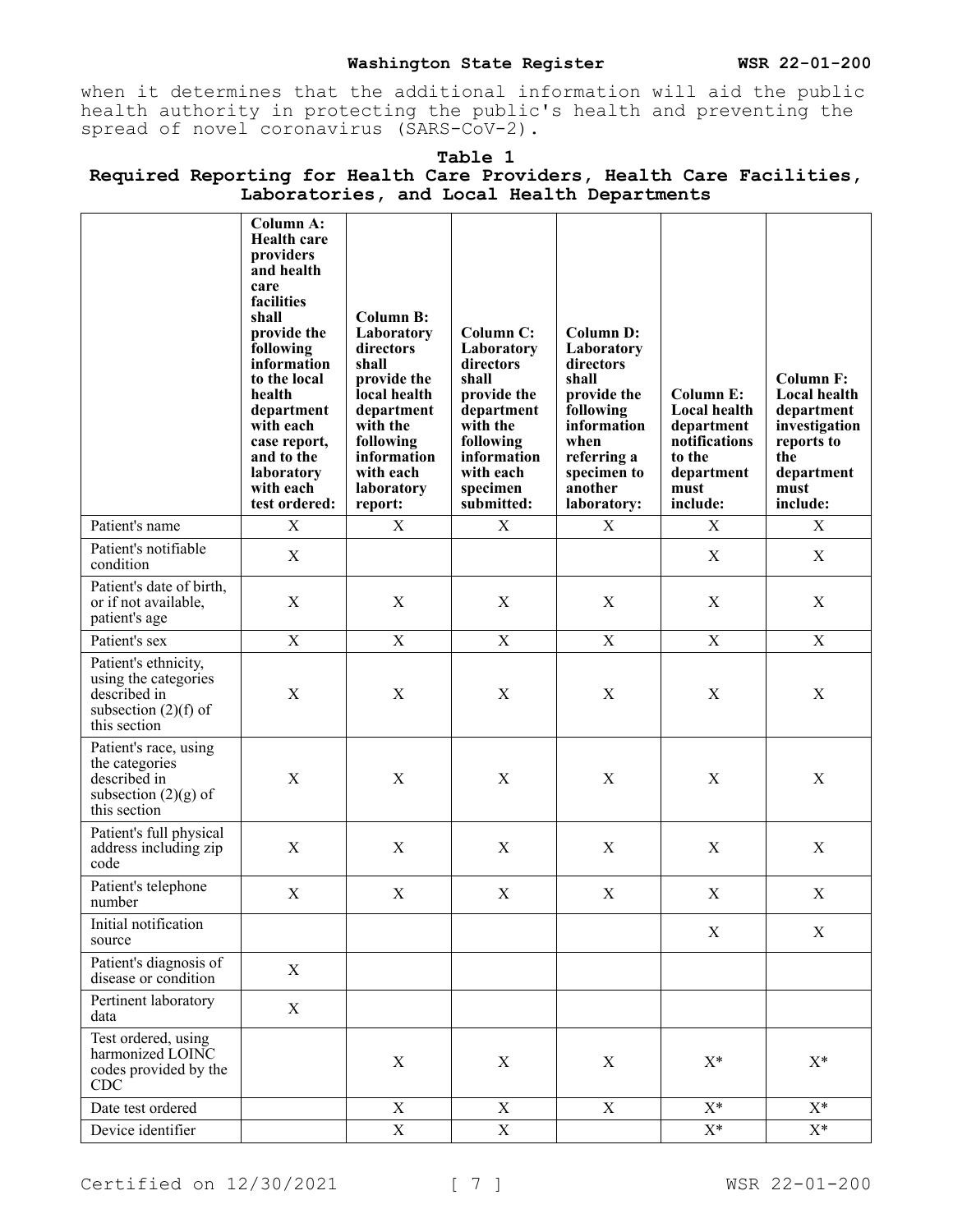when it determines that the additional information will aid the public health authority in protecting the public's health and preventing the spread of novel coronavirus (SARS-CoV-2).

**Table 1**
**Required Reporting for Health Care Providers, Health Care Facilities, Laboratories, and Local Health Departments**

| | Column A: Health care providers and health care facilities shall provide the following information to the local health department with each case report, and to the laboratory with each test ordered: | Column B: Laboratory directors shall provide the local health department with the following information with each laboratory report: | Column C: Laboratory directors shall provide the department with the following information with each specimen submitted: | Column D: Laboratory directors shall provide the following information when referring a specimen to another laboratory: | Column E: Local health department notifications to the department must include: | Column F: Local health department investigation reports to the department must include: |
|---|---|---|---|---|---|---|
| Patient's name | X | X | X | X | X | X |
| Patient's notifiable condition | X | | | | X | X |
| Patient's date of birth, or if not available, patient's age | X | X | X | X | X | X |
| Patient's sex | X | X | X | X | X | X |
| Patient's ethnicity, using the categories described in subsection (2)(f) of this section | X | X | X | X | X | X |
| Patient's race, using the categories described in subsection (2)(g) of this section | X | X | X | X | X | X |
| Patient's full physical address including zip code | X | X | X | X | X | X |
| Patient's telephone number | X | X | X | X | X | X |
| Initial notification source | | | | | X | X |
| Patient's diagnosis of disease or condition | X | | | | | |
| Pertinent laboratory data | X | | | | | |
| Test ordered, using harmonized LOINC codes provided by the CDC | | X | X | X | X* | X* |
| Date test ordered | | X | X | X | X* | X* |
| Device identifier | | X | X | | X* | X* |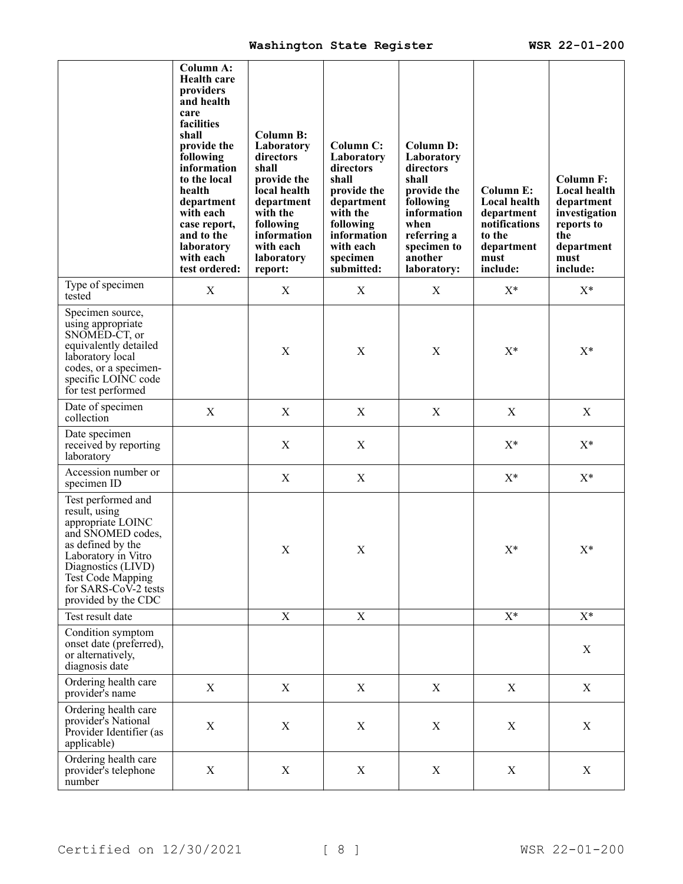| | Column A: Health care providers and health care facilities shall provide the following information to the local health department with each case report, and to the laboratory with each test ordered: | Column B: Laboratory directors shall provide the local health department with the following information with each laboratory report: | Column C: Laboratory directors shall provide the department with the following information with each specimen submitted: | Column D: Laboratory directors shall provide the following information when referring a specimen to another laboratory: | Column E: Local health department notifications to the department must include: | Column F: Local health department investigation reports to the department must include: |
|---|---|---|---|---|---|---|
| Type of specimen tested | X | X | X | X | X* | X* |
| Specimen source, using appropriate SNOMED-CT, or equivalently detailed laboratory local codes, or a specimen-specific LOINC code for test performed | | X | X | X | X* | X* |
| Date of specimen collection | X | X | X | X | X | X |
| Date specimen received by reporting laboratory | | X | X | | X* | X* |
| Accession number or specimen ID | | X | X | | X* | X* |
| Test performed and result, using appropriate LOINC and SNOMED codes, as defined by the Laboratory in Vitro Diagnostics (LIVD) Test Code Mapping for SARS-CoV-2 tests provided by the CDC | | X | X | | X* | X* |
| Test result date | | X | X | | X* | X* |
| Condition symptom onset date (preferred), or alternatively, diagnosis date | | | | | | X |
| Ordering health care provider's name | X | X | X | X | X | X |
| Ordering health care provider's National Provider Identifier (as applicable) | X | X | X | X | X | X |
| Ordering health care provider's telephone number | X | X | X | X | X | X |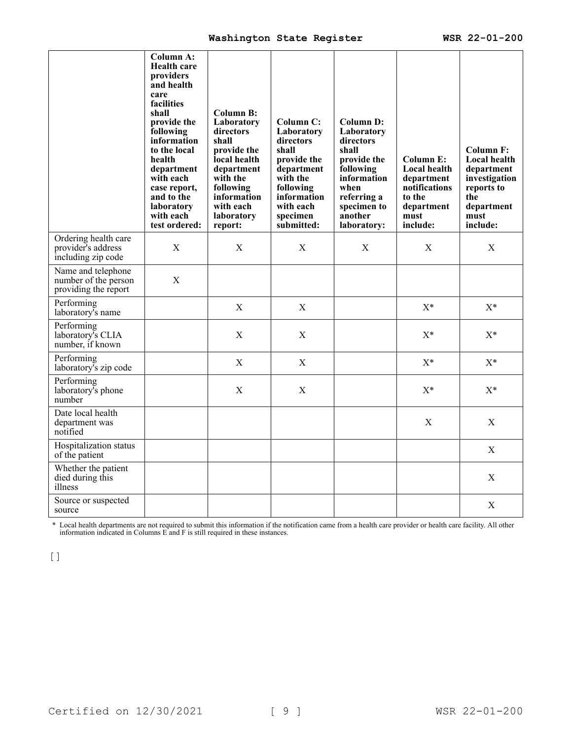| | **Column A: Health care providers and health care facilities shall provide the following information to the local health department with each case report, and to the laboratory with each test ordered:** | **Column B: Laboratory directors shall provide the local health department with the following information with each laboratory report:** | **Column C: Laboratory directors shall provide the department with the following information with each specimen submitted:** | **Column D: Laboratory directors shall provide the following information when referring a specimen to another laboratory:** | **Column E: Local health department notifications to the department must include:** | **Column F: Local health department investigation reports to the department must include:** |
|---|---|---|---|---|---|---|
| Ordering health care provider's address including zip code | X | X | X | X | X | X |
| Name and telephone number of the person providing the report | X | | | | | |
| Performing laboratory's name | | X | X | | X* | X* |
| Performing laboratory's CLIA number, if known | | X | X | | X* | X* |
| Performing laboratory's zip code | | X | X | | X* | X* |
| Performing laboratory's phone number | | X | X | | X* | X* |
| Date local health department was notified | | | | | X | X |
| Hospitalization status of the patient | | | | | | X |
| Whether the patient died during this illness | | | | | | X |
| Source or suspected source | | | | | | X |

* Local health departments are not required to submit this information if the notification came from a health care provider or health care facility. All other information indicated in Columns E and F is still required in these instances.

[]